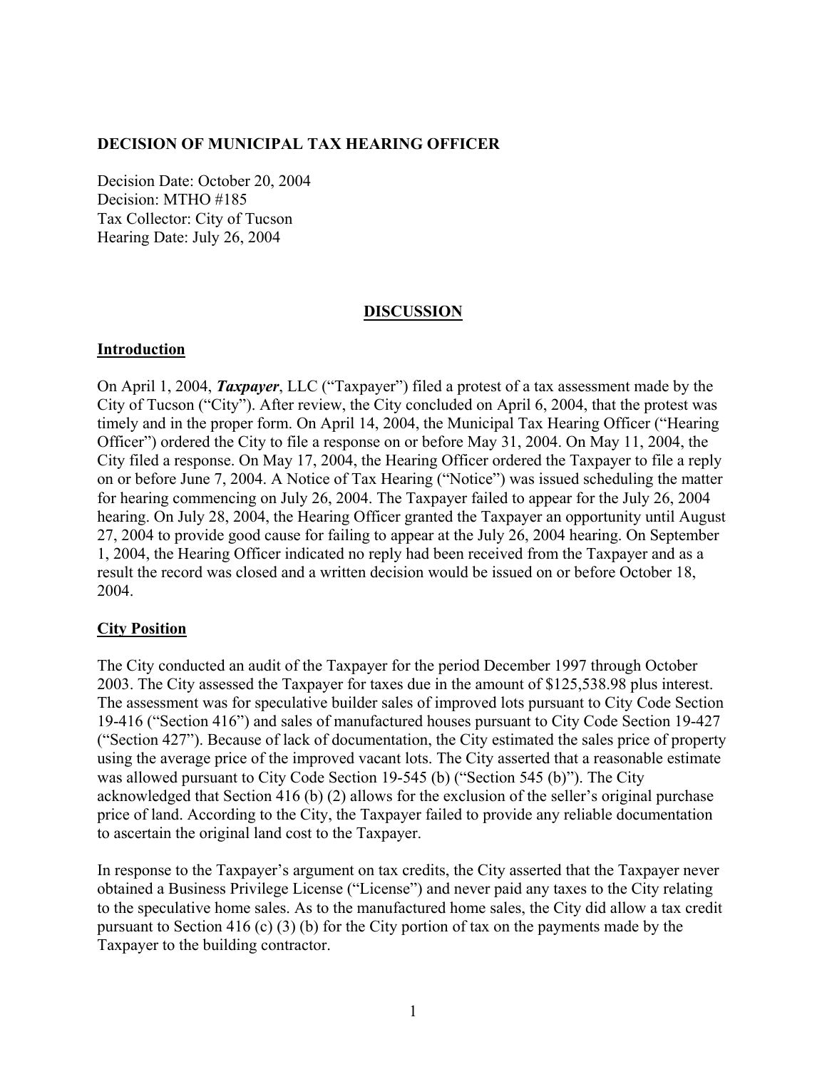**DECISION OF MUNICIPAL TAX HEARING OFFICER**

Decision Date: October 20, 2004
Decision: MTHO #185
Tax Collector: City of Tucson
Hearing Date: July 26, 2004

## DISCUSSION

### Introduction

On April 1, 2004, ***Taxpayer***, LLC ("Taxpayer") filed a protest of a tax assessment made by the City of Tucson ("City"). After review, the City concluded on April 6, 2004, that the protest was timely and in the proper form. On April 14, 2004, the Municipal Tax Hearing Officer ("Hearing Officer") ordered the City to file a response on or before May 31, 2004. On May 11, 2004, the City filed a response. On May 17, 2004, the Hearing Officer ordered the Taxpayer to file a reply on or before June 7, 2004. A Notice of Tax Hearing ("Notice") was issued scheduling the matter for hearing commencing on July 26, 2004. The Taxpayer failed to appear for the July 26, 2004 hearing. On July 28, 2004, the Hearing Officer granted the Taxpayer an opportunity until August 27, 2004 to provide good cause for failing to appear at the July 26, 2004 hearing. On September 1, 2004, the Hearing Officer indicated no reply had been received from the Taxpayer and as a result the record was closed and a written decision would be issued on or before October 18, 2004.

### City Position

The City conducted an audit of the Taxpayer for the period December 1997 through October 2003. The City assessed the Taxpayer for taxes due in the amount of $125,538.98 plus interest. The assessment was for speculative builder sales of improved lots pursuant to City Code Section 19-416 ("Section 416") and sales of manufactured houses pursuant to City Code Section 19-427 ("Section 427"). Because of lack of documentation, the City estimated the sales price of property using the average price of the improved vacant lots. The City asserted that a reasonable estimate was allowed pursuant to City Code Section 19-545 (b) ("Section 545 (b)"). The City acknowledged that Section 416 (b) (2) allows for the exclusion of the seller's original purchase price of land. According to the City, the Taxpayer failed to provide any reliable documentation to ascertain the original land cost to the Taxpayer.

In response to the Taxpayer's argument on tax credits, the City asserted that the Taxpayer never obtained a Business Privilege License ("License") and never paid any taxes to the City relating to the speculative home sales. As to the manufactured home sales, the City did allow a tax credit pursuant to Section 416 (c) (3) (b) for the City portion of tax on the payments made by the Taxpayer to the building contractor.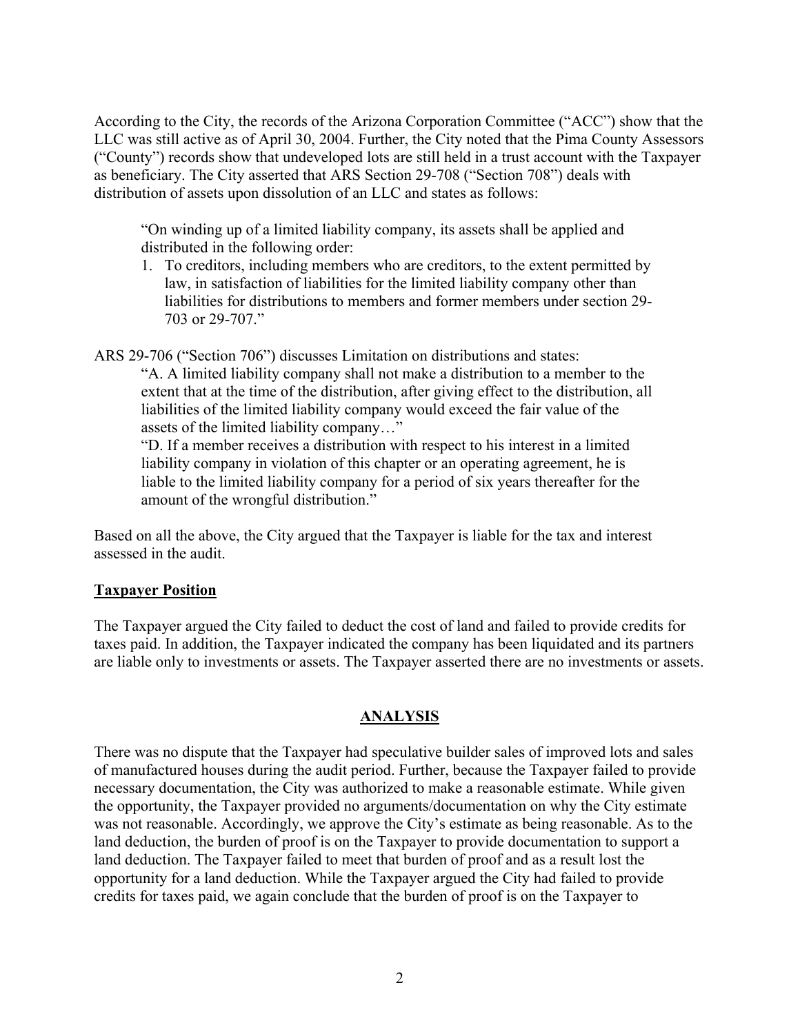According to the City, the records of the Arizona Corporation Committee ("ACC") show that the LLC was still active as of April 30, 2004. Further, the City noted that the Pima County Assessors ("County") records show that undeveloped lots are still held in a trust account with the Taxpayer as beneficiary. The City asserted that ARS Section 29-708 ("Section 708") deals with distribution of assets upon dissolution of an LLC and states as follows:

> "On winding up of a limited liability company, its assets shall be applied and distributed in the following order:
>
> 1. To creditors, including members who are creditors, to the extent permitted by law, in satisfaction of liabilities for the limited liability company other than liabilities for distributions to members and former members under section 29-703 or 29-707."

ARS 29-706 ("Section 706") discusses Limitation on distributions and states:

> "A. A limited liability company shall not make a distribution to a member to the extent that at the time of the distribution, after giving effect to the distribution, all liabilities of the limited liability company would exceed the fair value of the assets of the limited liability company…"
>
> "D. If a member receives a distribution with respect to his interest in a limited liability company in violation of this chapter or an operating agreement, he is liable to the limited liability company for a period of six years thereafter for the amount of the wrongful distribution."

Based on all the above, the City argued that the Taxpayer is liable for the tax and interest assessed in the audit.

## Taxpayer Position

The Taxpayer argued the City failed to deduct the cost of land and failed to provide credits for taxes paid. In addition, the Taxpayer indicated the company has been liquidated and its partners are liable only to investments or assets. The Taxpayer asserted there are no investments or assets.

## ANALYSIS

There was no dispute that the Taxpayer had speculative builder sales of improved lots and sales of manufactured houses during the audit period. Further, because the Taxpayer failed to provide necessary documentation, the City was authorized to make a reasonable estimate. While given the opportunity, the Taxpayer provided no arguments/documentation on why the City estimate was not reasonable. Accordingly, we approve the City's estimate as being reasonable. As to the land deduction, the burden of proof is on the Taxpayer to provide documentation to support a land deduction. The Taxpayer failed to meet that burden of proof and as a result lost the opportunity for a land deduction. While the Taxpayer argued the City had failed to provide credits for taxes paid, we again conclude that the burden of proof is on the Taxpayer to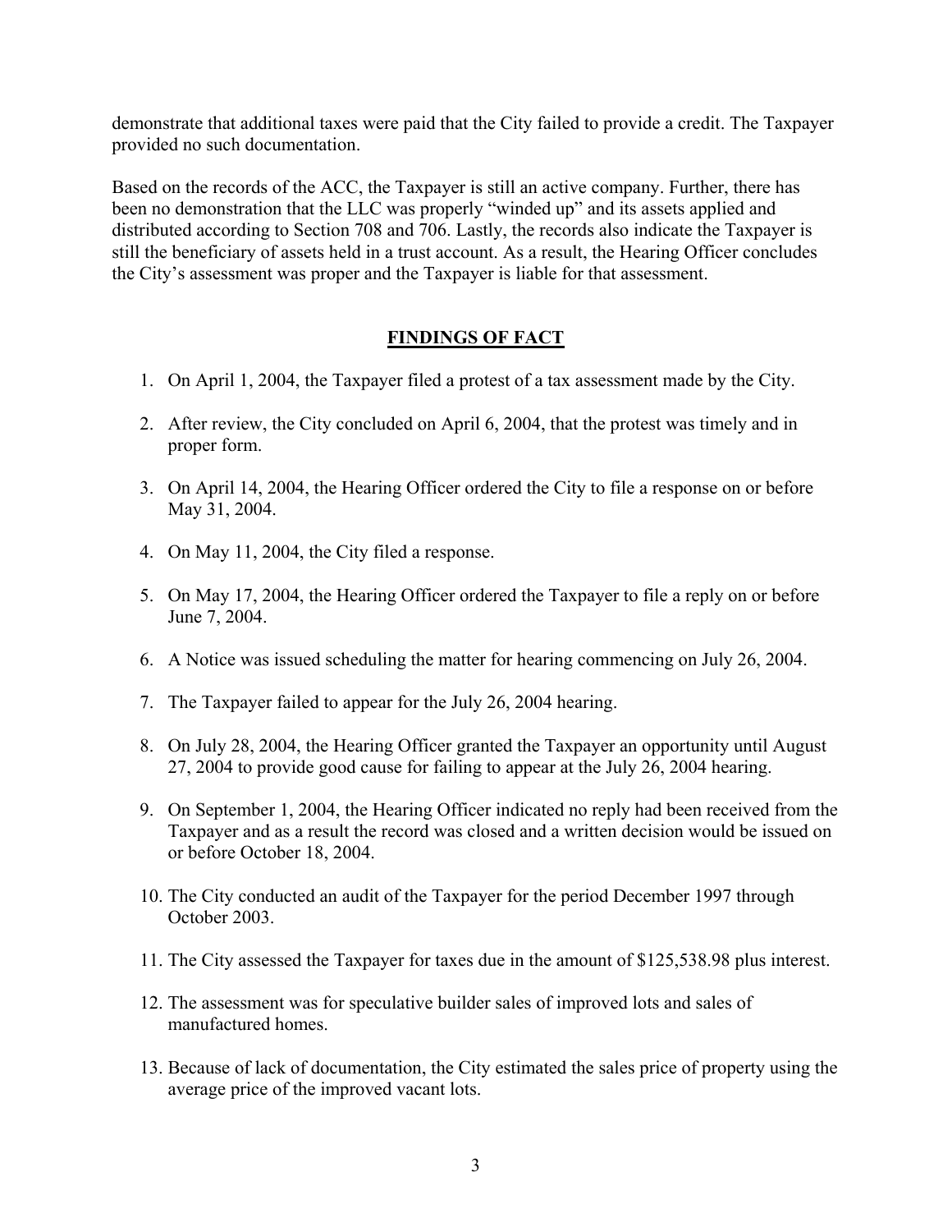demonstrate that additional taxes were paid that the City failed to provide a credit. The Taxpayer provided no such documentation.

Based on the records of the ACC, the Taxpayer is still an active company. Further, there has been no demonstration that the LLC was properly "winded up" and its assets applied and distributed according to Section 708 and 706. Lastly, the records also indicate the Taxpayer is still the beneficiary of assets held in a trust account. As a result, the Hearing Officer concludes the City's assessment was proper and the Taxpayer is liable for that assessment.

## FINDINGS OF FACT

1. On April 1, 2004, the Taxpayer filed a protest of a tax assessment made by the City.
2. After review, the City concluded on April 6, 2004, that the protest was timely and in proper form.
3. On April 14, 2004, the Hearing Officer ordered the City to file a response on or before May 31, 2004.
4. On May 11, 2004, the City filed a response.
5. On May 17, 2004, the Hearing Officer ordered the Taxpayer to file a reply on or before June 7, 2004.
6. A Notice was issued scheduling the matter for hearing commencing on July 26, 2004.
7. The Taxpayer failed to appear for the July 26, 2004 hearing.
8. On July 28, 2004, the Hearing Officer granted the Taxpayer an opportunity until August 27, 2004 to provide good cause for failing to appear at the July 26, 2004 hearing.
9. On September 1, 2004, the Hearing Officer indicated no reply had been received from the Taxpayer and as a result the record was closed and a written decision would be issued on or before October 18, 2004.
10. The City conducted an audit of the Taxpayer for the period December 1997 through October 2003.
11. The City assessed the Taxpayer for taxes due in the amount of $125,538.98 plus interest.
12. The assessment was for speculative builder sales of improved lots and sales of manufactured homes.
13. Because of lack of documentation, the City estimated the sales price of property using the average price of the improved vacant lots.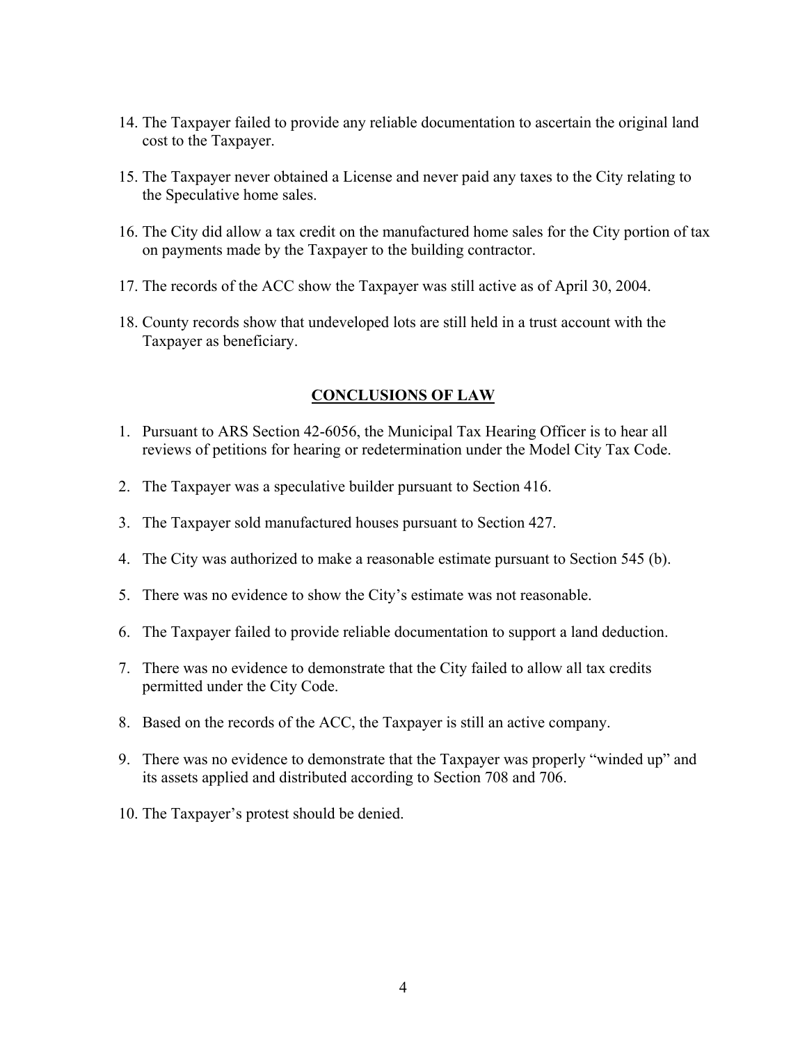14. The Taxpayer failed to provide any reliable documentation to ascertain the original land cost to the Taxpayer.

15. The Taxpayer never obtained a License and never paid any taxes to the City relating to the Speculative home sales.

16. The City did allow a tax credit on the manufactured home sales for the City portion of tax on payments made by the Taxpayer to the building contractor.

17. The records of the ACC show the Taxpayer was still active as of April 30, 2004.

18. County records show that undeveloped lots are still held in a trust account with the Taxpayer as beneficiary.

## CONCLUSIONS OF LAW

1. Pursuant to ARS Section 42-6056, the Municipal Tax Hearing Officer is to hear all reviews of petitions for hearing or redetermination under the Model City Tax Code.

2. The Taxpayer was a speculative builder pursuant to Section 416.

3. The Taxpayer sold manufactured houses pursuant to Section 427.

4. The City was authorized to make a reasonable estimate pursuant to Section 545 (b).

5. There was no evidence to show the City's estimate was not reasonable.

6. The Taxpayer failed to provide reliable documentation to support a land deduction.

7. There was no evidence to demonstrate that the City failed to allow all tax credits permitted under the City Code.

8. Based on the records of the ACC, the Taxpayer is still an active company.

9. There was no evidence to demonstrate that the Taxpayer was properly "winded up" and its assets applied and distributed according to Section 708 and 706.

10. The Taxpayer's protest should be denied.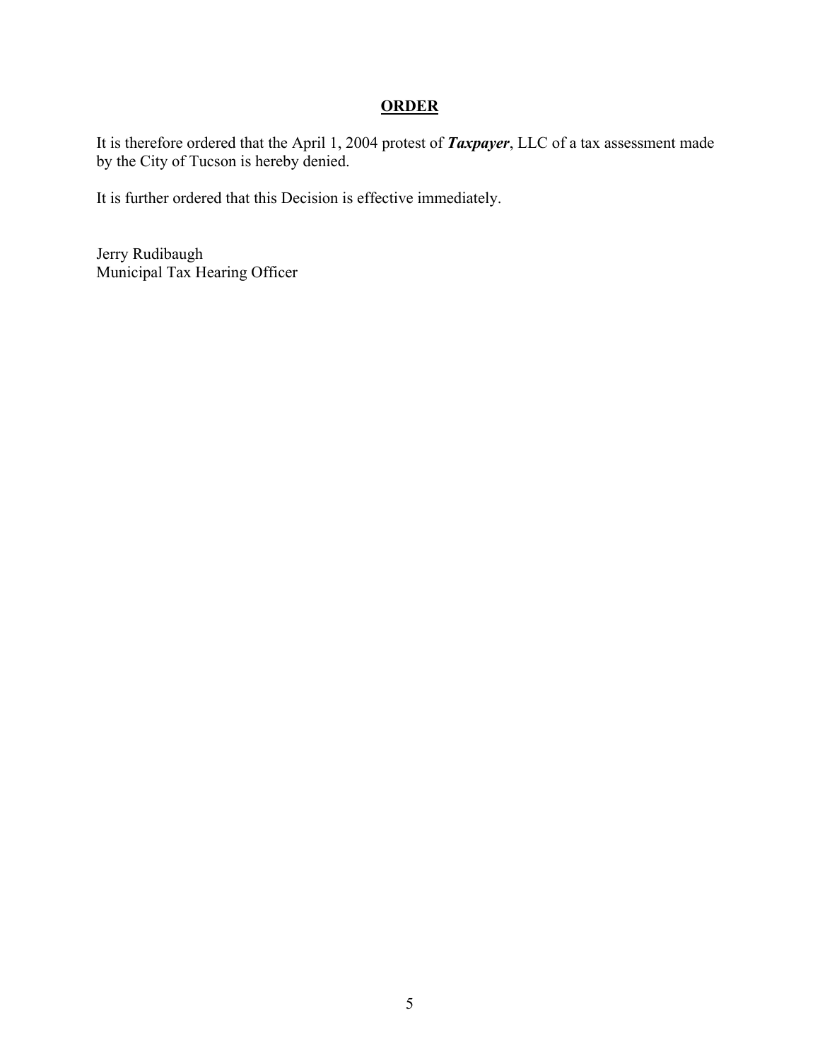## **ORDER**

It is therefore ordered that the April 1, 2004 protest of ***Taxpayer***, LLC of a tax assessment made by the City of Tucson is hereby denied.

It is further ordered that this Decision is effective immediately.

Jerry Rudibaugh
Municipal Tax Hearing Officer